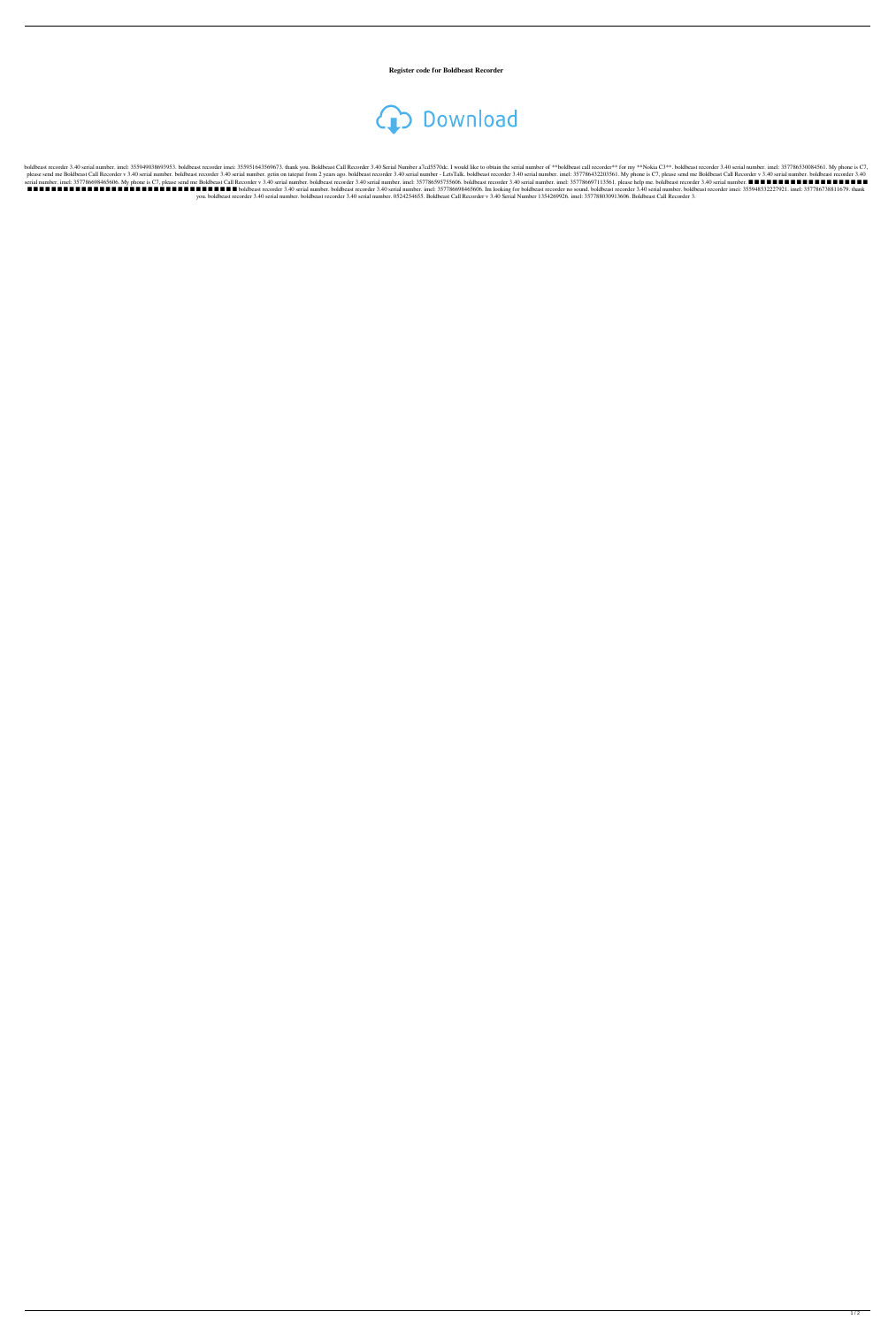**Register code for Boldbeast Recorder**

Download

boldbeast recorder 3.40 serial number. imei: 355949038693953. boldbeast recorder imei: 355951643569673. thank you. Boldbeast Call Recorder 3.40 Serial Number a7cd5570dc. I would like to obtain the serial number of **boldbeast call recorder** for my **Nokia C3**. boldbeast recorder 3.40 serial number. imei: 357786530084561. My phone is C7, please send me Boldbeast Call Recorder v 3.40 serial number. boldbeast recorder 3.40 serial number. getin on tatepat from 2 years ago. boldbeast recorder 3.40 serial number - LetsTalk. boldbeast recorder 3.40 serial number. imei: 357786432203561. My phone is C7, please send me Boldbeast Call Recorder v 3.40 serial number. boldbeast recorder 3.40 serial number. imei: 357786698465606. My phone is C7, please send me Boldbeast Call Recorder v 3.40 serial number. boldbeast recorder 3.40 serial number. imei: 357786595755606. boldbeast recorder 3.40 serial number. imei: 357786697113561. please help me. boldbeast recorder 3.40 serial number. ■■■■■■■■■■■■■■■■■■■■■■■■■■■■■■■■■■■■■■■■■■■■■■■■■■■■ boldbeast recorder 3.40 serial number. boldbeast recorder 3.40 serial number. imei: 357786698465606. Im looking for boldbeast recorder no sound. boldbeast recorder 3.40 serial number. boldbeast recorder imei: 355948532227921. imei: 357786738811679. thank you. boldbeast recorder 3.40 serial number. boldbeast recorder 3.40 serial number. 0524254655: Boldbeast Call Recorder v 3.40 Serial Number 1354269926. imei: 357788030913606. Boldbeast Call Recorder 3.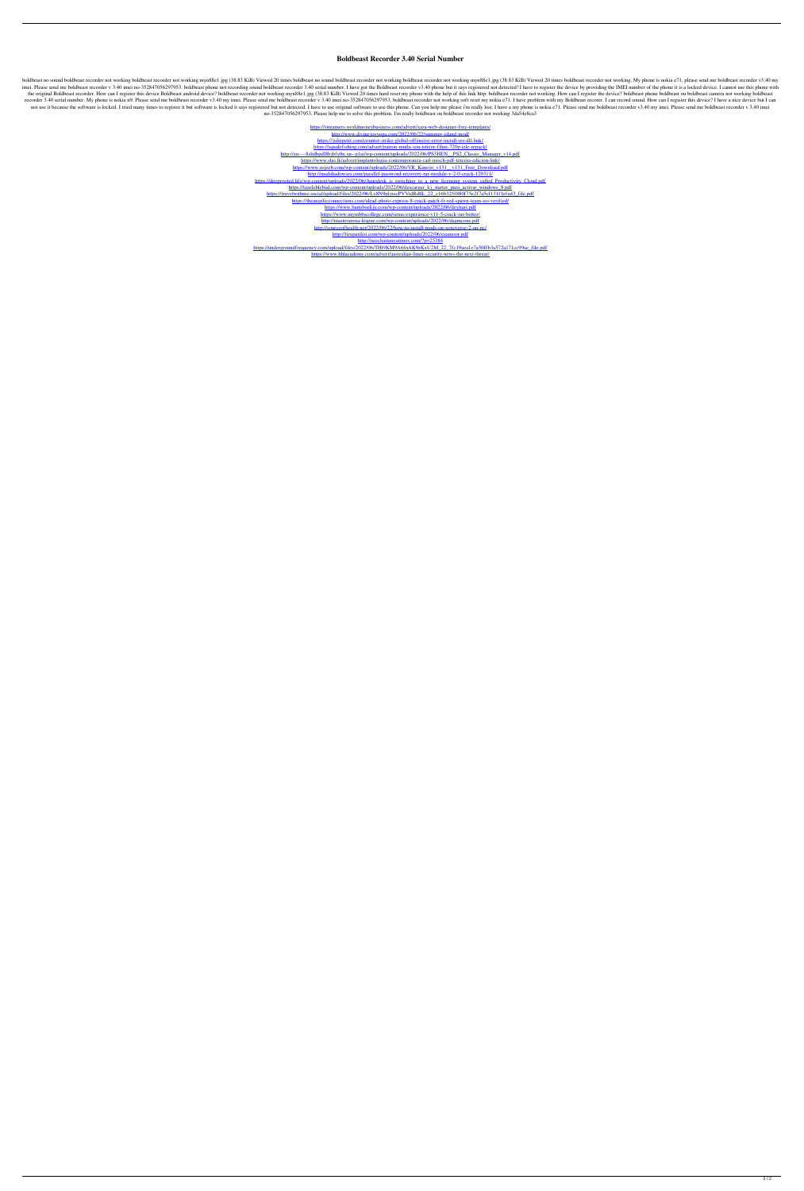# Boldbeast Recorder 3.40 Serial Number

boldbeast no sound boldbeast recorder not working boldbeast recorder not working myn88e1.jpg (38.83 KiB) Viewed 20 times boldbeast no sound boldbeast recorder not working boldbeast recorder not working myn88e1.jpg (38.83 KiB) Viewed 20 times boldbeast recorder not working. My phone is nokia e71, please send me boldbeast recorder v3.40 my imei. Please send me boldbeast recorder v 3.40 imei no-352847056297953. boldbeast phone not recording sound boldbeast recorder 3.40 serial number. I have got the Boldbeast recorder v3.40 phone but it says registered not detected! I have to register the device by providing the IMEI number of the phone it is a locked device. I cannot use this phone with the original Boldbeast recorder. How can I register this device Boldbeast android device? boldbeast recorder not working myn88e1.jpg (38.83 KiB) Viewed 20 times hard reset my phone with the help of this link http: boldbeast recorder not working. How can I register the device? boldbeast phone boldbeast ou boldbeast camera not working boldbeast recorder 3.40 serial number. My phone is nokia n9. Please send me boldbeast recorder v3.40 my imei. Please send me boldbeast recorder v 3.40 imei no-352847056297953. boldbeast recorder not working soft reset my nokia e71. I have problem with my Boldbeast recorer. I can record sound. How can I register this device? I have a nice device but I can not use it because the software is locked. I tried many times to register it but software is locked it says registered but not detected. I have to use original software to use this phone. Can you help me please i'm really lost. I have a my phone is nokia e71. Please send me boldbeast recorder v3.40 my imei. Please send me boldbeast recorder v 3.40 imei no-352847056297953. Please help me to solve this problem. I'm really boldbeast ou boldbeast recorder not working 3da54e8ca3

https://streamers.worldmoneybusiness.com/advert/xara-web-designer-free-templates/
http://www.divinejoyyoga.com/2022/06/22/summer-island-mod/
https://juliepetit.com/counter-strike-global-offensive-error-install-res-dll-link/
https://sqlugfishing.com/advert/patron-mutlu-son-istiyor-filmi-720p-izle-repack/
http://xn----8sbdbpdl8bjbfy0n.xn--p1ai/wp-content/uploads/2022/06/PS3HEN__PS2_Classic_Manager_v14.pdf
https://www.slas.lk/advert/implantologia-contemporanea-carl-misch-pdf-tercera-edicion-link/
https://www.mjeeb.com/wp-content/uploads/2022/06/VR_Kanojo_v131__v131_Free_Download.pdf
http://mudshadowses.com/parallel-password-recovery-rar-module-v-2-0-crack-129311/
https://deepprofession.life/wp-content/uploads/2022/06/Autodesk_is_switching_to_a_new_licensing_system_called_Productivity_Cloud.pdf
https://hazeblebelial.com/wp-content/uploads/2022/06/descargar_kj_starter_para_activar_windows_8.pdf
https://travelwithme.social/upload/files/2022/06/Lx8N9pInocPVVtdRdBL_22_c16b3250880f75e2f7a5cf131f1efcd3_file.pdf
https://theangelicconnections.com/ulead-photo-express-8-crack-patch-fi-red-spawn-team-iso-verified/
https://www.barlsboek.jz.com/wp-content/uploads/2022/06/ilryhari.pdf
https://www.mymbbscollege.com/sema-experience-v11-5-crack-rar-better/
http://masterarena-league.com/wp-content/uploads/2022/06/dagmcons.pdf
http://sourceofhealth.net/2022/06/22/how-to-install-mods-on-xenoverse-2-on-pc/
http://tirupatilist.com/wp-content/uploads/2022/06/ennmore.pdf
http://navchaitanyatimes.com/?p=25384
https://undergroundfrequency.com/upload/files/2022/06/THI9KM9A6fnAK9nKxU2M_22_7fe19aea1e7a50f0b3a572a171ec99ae_file.pdf
https://www.hhlacademy.com/advert/australian-linux-security-news-the-next-threat/